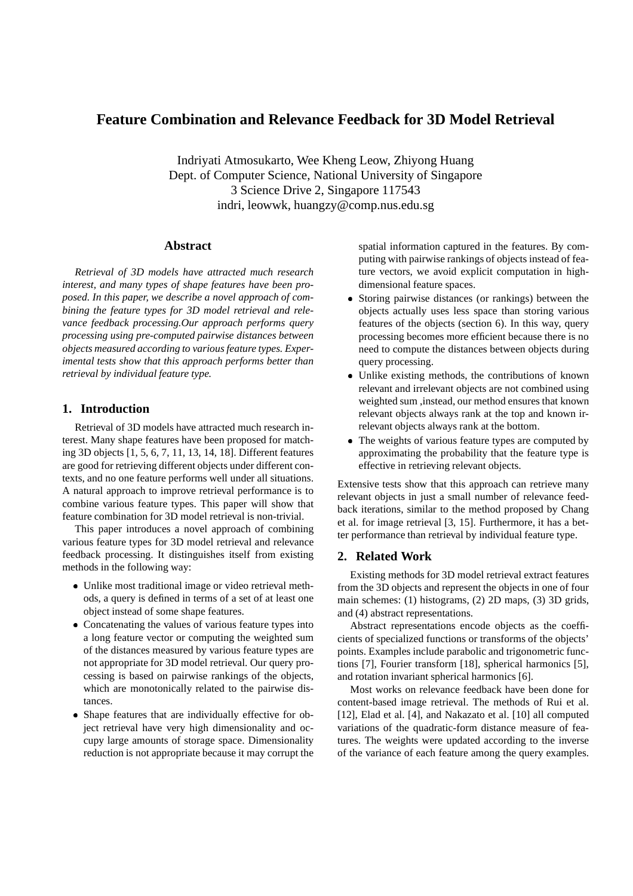# Feature Combination and Relevance Feedback for 3D Model Retrieval

Indriyati Atmosukarto, Wee Kheng Leow, Zhiyong Huang
Dept. of Computer Science, National University of Singapore
3 Science Drive 2, Singapore 117543
indri, leowwk, huangzy@comp.nus.edu.sg

## Abstract

*Retrieval of 3D models have attracted much research interest, and many types of shape features have been proposed. In this paper, we describe a novel approach of combining the feature types for 3D model retrieval and relevance feedback processing.Our approach performs query processing using pre-computed pairwise distances between objects measured according to various feature types. Experimental tests show that this approach performs better than retrieval by individual feature type.*

## 1. Introduction

Retrieval of 3D models have attracted much research interest. Many shape features have been proposed for matching 3D objects [1, 5, 6, 7, 11, 13, 14, 18]. Different features are good for retrieving different objects under different contexts, and no one feature performs well under all situations. A natural approach to improve retrieval performance is to combine various feature types. This paper will show that feature combination for 3D model retrieval is non-trivial.

This paper introduces a novel approach of combining various feature types for 3D model retrieval and relevance feedback processing. It distinguishes itself from existing methods in the following way:

- Unlike most traditional image or video retrieval methods, a query is defined in terms of a set of at least one object instead of some shape features.
- Concatenating the values of various feature types into a long feature vector or computing the weighted sum of the distances measured by various feature types are not appropriate for 3D model retrieval. Our query processing is based on pairwise rankings of the objects, which are monotonically related to the pairwise distances.
- Shape features that are individually effective for object retrieval have very high dimensionality and occupy large amounts of storage space. Dimensionality reduction is not appropriate because it may corrupt the spatial information captured in the features. By computing with pairwise rankings of objects instead of feature vectors, we avoid explicit computation in high-dimensional feature spaces.
- Storing pairwise distances (or rankings) between the objects actually uses less space than storing various features of the objects (section 6). In this way, query processing becomes more efficient because there is no need to compute the distances between objects during query processing.
- Unlike existing methods, the contributions of known relevant and irrelevant objects are not combined using weighted sum ,instead, our method ensures that known relevant objects always rank at the top and known irrelevant objects always rank at the bottom.
- The weights of various feature types are computed by approximating the probability that the feature type is effective in retrieving relevant objects.

Extensive tests show that this approach can retrieve many relevant objects in just a small number of relevance feedback iterations, similar to the method proposed by Chang et al. for image retrieval [3, 15]. Furthermore, it has a better performance than retrieval by individual feature type.

## 2. Related Work

Existing methods for 3D model retrieval extract features from the 3D objects and represent the objects in one of four main schemes: (1) histograms, (2) 2D maps, (3) 3D grids, and (4) abstract representations.

Abstract representations encode objects as the coefficients of specialized functions or transforms of the objects' points. Examples include parabolic and trigonometric functions [7], Fourier transform [18], spherical harmonics [5], and rotation invariant spherical harmonics [6].

Most works on relevance feedback have been done for content-based image retrieval. The methods of Rui et al. [12], Elad et al. [4], and Nakazato et al. [10] all computed variations of the quadratic-form distance measure of features. The weights were updated according to the inverse of the variance of each feature among the query examples.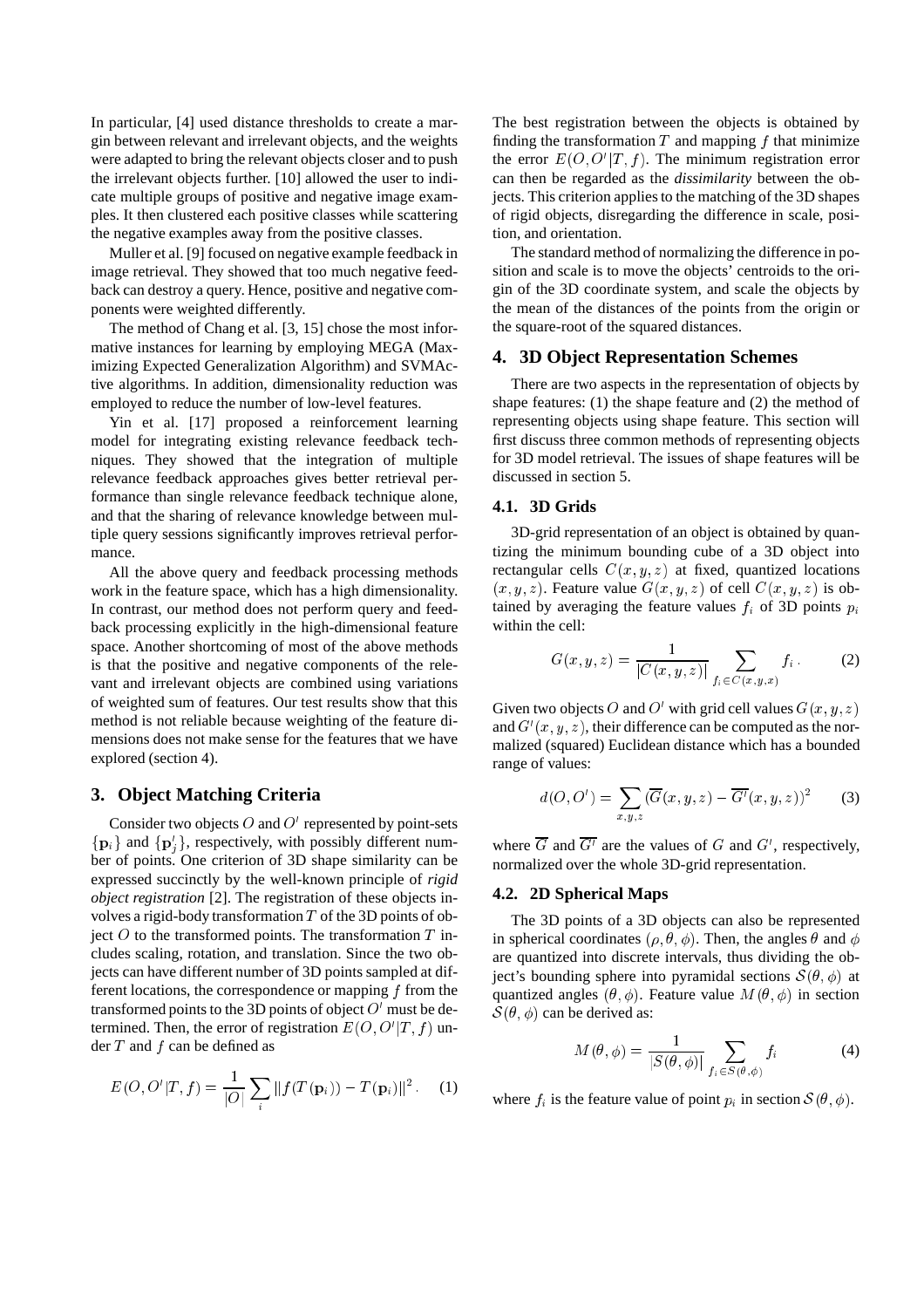In particular, [4] used distance thresholds to create a margin between relevant and irrelevant objects, and the weights were adapted to bring the relevant objects closer and to push the irrelevant objects further. [10] allowed the user to indicate multiple groups of positive and negative image examples. It then clustered each positive classes while scattering the negative examples away from the positive classes.

Muller et al. [9] focused on negative example feedback in image retrieval. They showed that too much negative feedback can destroy a query. Hence, positive and negative components were weighted differently.

The method of Chang et al. [3, 15] chose the most informative instances for learning by employing MEGA (Maximizing Expected Generalization Algorithm) and SVMActive algorithms. In addition, dimensionality reduction was employed to reduce the number of low-level features.

Yin et al. [17] proposed a reinforcement learning model for integrating existing relevance feedback techniques. They showed that the integration of multiple relevance feedback approaches gives better retrieval performance than single relevance feedback technique alone, and that the sharing of relevance knowledge between multiple query sessions significantly improves retrieval performance.

All the above query and feedback processing methods work in the feature space, which has a high dimensionality. In contrast, our method does not perform query and feedback processing explicitly in the high-dimensional feature space. Another shortcoming of most of the above methods is that the positive and negative components of the relevant and irrelevant objects are combined using variations of weighted sum of features. Our test results show that this method is not reliable because weighting of the feature dimensions does not make sense for the features that we have explored (section 4).

## 3. Object Matching Criteria

Consider two objects $O$ and $O'$ represented by point-sets $\{\mathbf{p}_i\}$ and $\{\mathbf{p}'_j\}$, respectively, with possibly different number of points. One criterion of 3D shape similarity can be expressed succinctly by the well-known principle of *rigid object registration* [2]. The registration of these objects involves a rigid-body transformation $T$ of the 3D points of object $O$ to the transformed points. The transformation $T$ includes scaling, rotation, and translation. Since the two objects can have different number of 3D points sampled at different locations, the correspondence or mapping $f$ from the transformed points to the 3D points of object $O'$ must be determined. Then, the error of registration $E(O, O'|T, f)$ under $T$ and $f$ can be defined as

$$E(O, O'|T, f) = \frac{1}{|O|} \sum_i \|f(T(\mathbf{p}_i)) - T(\mathbf{p}_i)\|^2. \quad (1)$$

The best registration between the objects is obtained by finding the transformation $T$ and mapping $f$ that minimize the error $E(O, O'|T, f)$. The minimum registration error can then be regarded as the *dissimilarity* between the objects. This criterion applies to the matching of the 3D shapes of rigid objects, disregarding the difference in scale, position, and orientation.

The standard method of normalizing the difference in position and scale is to move the objects' centroids to the origin of the 3D coordinate system, and scale the objects by the mean of the distances of the points from the origin or the square-root of the squared distances.

## 4. 3D Object Representation Schemes

There are two aspects in the representation of objects by shape features: (1) the shape feature and (2) the method of representing objects using shape feature. This section will first discuss three common methods of representing objects for 3D model retrieval. The issues of shape features will be discussed in section 5.

### 4.1. 3D Grids

3D-grid representation of an object is obtained by quantizing the minimum bounding cube of a 3D object into rectangular cells $C(x, y, z)$ at fixed, quantized locations $(x, y, z)$. Feature value $G(x, y, z)$ of cell $C(x, y, z)$ is obtained by averaging the feature values $f_i$ of 3D points $p_i$ within the cell:

$$G(x, y, z) = \frac{1}{|C(x, y, z)|} \sum_{f_i \in C(x,y,x)} f_i. \quad (2)$$

Given two objects $O$ and $O'$ with grid cell values $G(x, y, z)$ and $G'(x, y, z)$, their difference can be computed as the normalized (squared) Euclidean distance which has a bounded range of values:

$$d(O, O') = \sum_{x,y,z} (\overline{G}(x, y, z) - \overline{G'}(x, y, z))^2 \quad (3)$$

where $\overline{G}$ and $\overline{G'}$ are the values of $G$ and $G'$, respectively, normalized over the whole 3D-grid representation.

### 4.2. 2D Spherical Maps

The 3D points of a 3D objects can also be represented in spherical coordinates $(\rho, \theta, \phi)$. Then, the angles $\theta$ and $\phi$ are quantized into discrete intervals, thus dividing the object's bounding sphere into pyramidal sections $\mathcal{S}(\theta, \phi)$ at quantized angles $(\theta, \phi)$. Feature value $M(\theta, \phi)$ in section $\mathcal{S}(\theta, \phi)$ can be derived as:

$$M(\theta, \phi) = \frac{1}{|S(\theta, \phi)|} \sum_{f_i \in S(\theta, \phi)} f_i \quad (4)$$

where $f_i$ is the feature value of point $p_i$ in section $\mathcal{S}(\theta, \phi)$.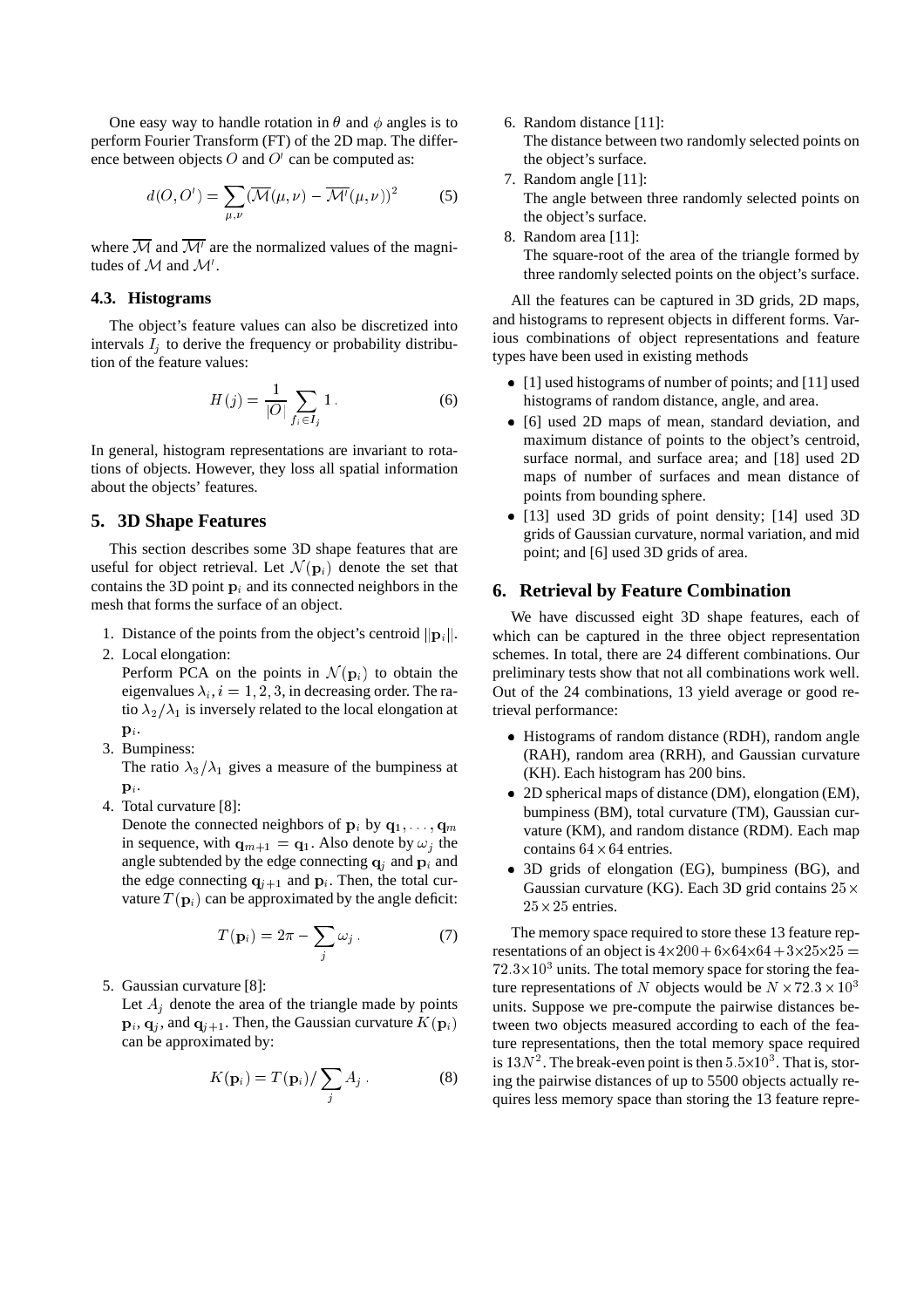One easy way to handle rotation in $\theta$ and $\phi$ angles is to perform Fourier Transform (FT) of the 2D map. The difference between objects $O$ and $O'$ can be computed as:

$$d(O, O') = \sum_{\mu,\nu} (\overline{\mathcal{M}}(\mu, \nu) - \overline{\mathcal{M}'}(\mu, \nu))^2 \tag{5}$$

where $\overline{\mathcal{M}}$ and $\overline{\mathcal{M}'}$ are the normalized values of the magnitudes of $\mathcal{M}$ and $\mathcal{M}'$.

### 4.3. Histograms

The object's feature values can also be discretized into intervals $I_j$ to derive the frequency or probability distribution of the feature values:

$$H(j) = \frac{1}{|O|} \sum_{f_i \in I_j} 1 \, . \tag{6}$$

In general, histogram representations are invariant to rotations of objects. However, they loss all spatial information about the objects' features.

## 5. 3D Shape Features

This section describes some 3D shape features that are useful for object retrieval. Let $\mathcal{N}(\mathbf{p}_i)$ denote the set that contains the 3D point $\mathbf{p}_i$ and its connected neighbors in the mesh that forms the surface of an object.

1. Distance of the points from the object's centroid $\|\mathbf{p}_i\|$.
2. Local elongation:
   Perform PCA on the points in $\mathcal{N}(\mathbf{p}_i)$ to obtain the eigenvalues $\lambda_i, i = 1, 2, 3$, in decreasing order. The ratio $\lambda_2/\lambda_1$ is inversely related to the local elongation at $\mathbf{p}_i$.
3. Bumpiness:
   The ratio $\lambda_3/\lambda_1$ gives a measure of the bumpiness at $\mathbf{p}_i$.
4. Total curvature [8]:
   Denote the connected neighbors of $\mathbf{p}_i$ by $\mathbf{q}_1, \ldots, \mathbf{q}_m$ in sequence, with $\mathbf{q}_{m+1} = \mathbf{q}_1$. Also denote by $\omega_j$ the angle subtended by the edge connecting $\mathbf{q}_j$ and $\mathbf{p}_i$ and the edge connecting $\mathbf{q}_{j+1}$ and $\mathbf{p}_i$. Then, the total curvature $T(\mathbf{p}_i)$ can be approximated by the angle deficit:
   $$T(\mathbf{p}_i) = 2\pi - \sum_j \omega_j \, . \tag{7}$$
5. Gaussian curvature [8]:
   Let $A_j$ denote the area of the triangle made by points $\mathbf{p}_i$, $\mathbf{q}_j$, and $\mathbf{q}_{j+1}$. Then, the Gaussian curvature $K(\mathbf{p}_i)$ can be approximated by:
   $$K(\mathbf{p}_i) = T(\mathbf{p}_i) / \sum_j A_j \, . \tag{8}$$
6. Random distance [11]:
   The distance between two randomly selected points on the object's surface.
7. Random angle [11]:
   The angle between three randomly selected points on the object's surface.
8. Random area [11]:
   The square-root of the area of the triangle formed by three randomly selected points on the object's surface.

All the features can be captured in 3D grids, 2D maps, and histograms to represent objects in different forms. Various combinations of object representations and feature types have been used in existing methods

- [1] used histograms of number of points; and [11] used histograms of random distance, angle, and area.
- [6] used 2D maps of mean, standard deviation, and maximum distance of points to the object's centroid, surface normal, and surface area; and [18] used 2D maps of number of surfaces and mean distance of points from bounding sphere.
- [13] used 3D grids of point density; [14] used 3D grids of Gaussian curvature, normal variation, and mid point; and [6] used 3D grids of area.

## 6. Retrieval by Feature Combination

We have discussed eight 3D shape features, each of which can be captured in the three object representation schemes. In total, there are 24 different combinations. Our preliminary tests show that not all combinations work well. Out of the 24 combinations, 13 yield average or good retrieval performance:

- Histograms of random distance (RDH), random angle (RAH), random area (RRH), and Gaussian curvature (KH). Each histogram has 200 bins.
- 2D spherical maps of distance (DM), elongation (EM), bumpiness (BM), total curvature (TM), Gaussian curvature (KM), and random distance (RDM). Each map contains $64 \times 64$ entries.
- 3D grids of elongation (EG), bumpiness (BG), and Gaussian curvature (KG). Each 3D grid contains $25 \times 25 \times 25$ entries.

The memory space required to store these 13 feature representations of an object is $4 \times 200 + 6 \times 64 \times 64 + 3 \times 25 \times 25 = 72.3 \times 10^3$ units. The total memory space for storing the feature representations of $N$ objects would be $N \times 72.3 \times 10^3$ units. Suppose we pre-compute the pairwise distances between two objects measured according to each of the feature representations, then the total memory space required is $13N^2$. The break-even point is then $5.5 \times 10^3$. That is, storing the pairwise distances of up to 5500 objects actually requires less memory space than storing the 13 feature repre-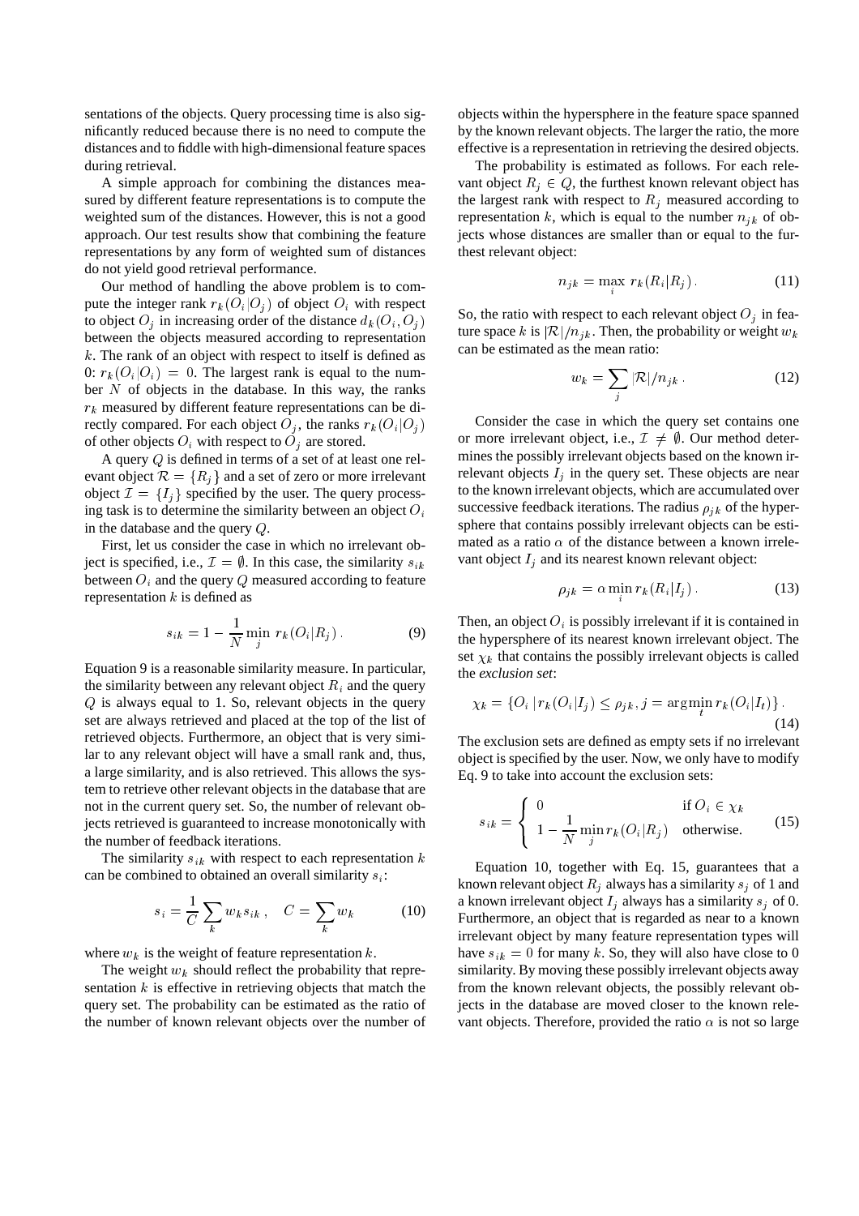sentations of the objects. Query processing time is also significantly reduced because there is no need to compute the distances and to fiddle with high-dimensional feature spaces during retrieval.

A simple approach for combining the distances measured by different feature representations is to compute the weighted sum of the distances. However, this is not a good approach. Our test results show that combining the feature representations by any form of weighted sum of distances do not yield good retrieval performance.

Our method of handling the above problem is to compute the integer rank $r_k(O_i|O_j)$ of object $O_i$ with respect to object $O_j$ in increasing order of the distance $d_k(O_i, O_j)$ between the objects measured according to representation $k$. The rank of an object with respect to itself is defined as 0: $r_k(O_i|O_i) = 0$. The largest rank is equal to the number $N$ of objects in the database. In this way, the ranks $r_k$ measured by different feature representations can be directly compared. For each object $O_j$, the ranks $r_k(O_i|O_j)$ of other objects $O_i$ with respect to $O_j$ are stored.

A query $Q$ is defined in terms of a set of at least one relevant object $\mathcal{R} = \{R_j\}$ and a set of zero or more irrelevant object $\mathcal{I} = \{I_j\}$ specified by the user. The query processing task is to determine the similarity between an object $O_i$ in the database and the query $Q$.

First, let us consider the case in which no irrelevant object is specified, i.e., $\mathcal{I} = \emptyset$. In this case, the similarity $s_{ik}$ between $O_i$ and the query $Q$ measured according to feature representation $k$ is defined as

$$s_{ik} = 1 - \frac{1}{N} \min_j \, r_k(O_i|R_j)\,. \tag{9}$$

Equation 9 is a reasonable similarity measure. In particular, the similarity between any relevant object $R_i$ and the query $Q$ is always equal to 1. So, relevant objects in the query set are always retrieved and placed at the top of the list of retrieved objects. Furthermore, an object that is very similar to any relevant object will have a small rank and, thus, a large similarity, and is also retrieved. This allows the system to retrieve other relevant objects in the database that are not in the current query set. So, the number of relevant objects retrieved is guaranteed to increase monotonically with the number of feedback iterations.

The similarity $s_{ik}$ with respect to each representation $k$ can be combined to obtained an overall similarity $s_i$:

$$s_i = \frac{1}{C} \sum_k w_k s_{ik}\,, \quad C = \sum_k w_k \tag{10}$$

where $w_k$ is the weight of feature representation $k$.

The weight $w_k$ should reflect the probability that representation $k$ is effective in retrieving objects that match the query set. The probability can be estimated as the ratio of the number of known relevant objects over the number of objects within the hypersphere in the feature space spanned by the known relevant objects. The larger the ratio, the more effective is a representation in retrieving the desired objects.

The probability is estimated as follows. For each relevant object $R_j \in Q$, the furthest known relevant object has the largest rank with respect to $R_j$ measured according to representation $k$, which is equal to the number $n_{jk}$ of objects whose distances are smaller than or equal to the furthest relevant object:

$$n_{jk} = \max_i \, r_k(R_i|R_j)\,. \tag{11}$$

So, the ratio with respect to each relevant object $O_j$ in feature space $k$ is $|\mathcal{R}|/n_{jk}$. Then, the probability or weight $w_k$ can be estimated as the mean ratio:

$$w_k = \sum_j |\mathcal{R}|/n_{jk}\,. \tag{12}$$

Consider the case in which the query set contains one or more irrelevant object, i.e., $\mathcal{I} \neq \emptyset$. Our method determines the possibly irrelevant objects based on the known irrelevant objects $I_j$ in the query set. These objects are near to the known irrelevant objects, which are accumulated over successive feedback iterations. The radius $\rho_{jk}$ of the hypersphere that contains possibly irrelevant objects can be estimated as a ratio $\alpha$ of the distance between a known irrelevant object $I_j$ and its nearest known relevant object:

$$\rho_{jk} = \alpha \min_i r_k(R_i|I_j)\,. \tag{13}$$

Then, an object $O_i$ is possibly irrelevant if it is contained in the hypersphere of its nearest known irrelevant object. The set $\chi_k$ that contains the possibly irrelevant objects is called the *exclusion set*:

$$\chi_k = \{O_i \,|\, r_k(O_i|I_j) \leq \rho_{jk}, j = \arg\min_t r_k(O_i|I_t)\}\,. \tag{14}$$

The exclusion sets are defined as empty sets if no irrelevant object is specified by the user. Now, we only have to modify Eq. 9 to take into account the exclusion sets:

$$s_{ik} = \begin{cases} 0 & \text{if } O_i \in \chi_k \\ 1 - \dfrac{1}{N} \min_j r_k(O_i|R_j) & \text{otherwise.} \end{cases} \tag{15}$$

Equation 10, together with Eq. 15, guarantees that a known relevant object $R_j$ always has a similarity $s_j$ of 1 and a known irrelevant object $I_j$ always has a similarity $s_j$ of 0. Furthermore, an object that is regarded as near to a known irrelevant object by many feature representation types will have $s_{ik} = 0$ for many $k$. So, they will also have close to 0 similarity. By moving these possibly irrelevant objects away from the known relevant objects, the possibly relevant objects in the database are moved closer to the known relevant objects. Therefore, provided the ratio $\alpha$ is not so large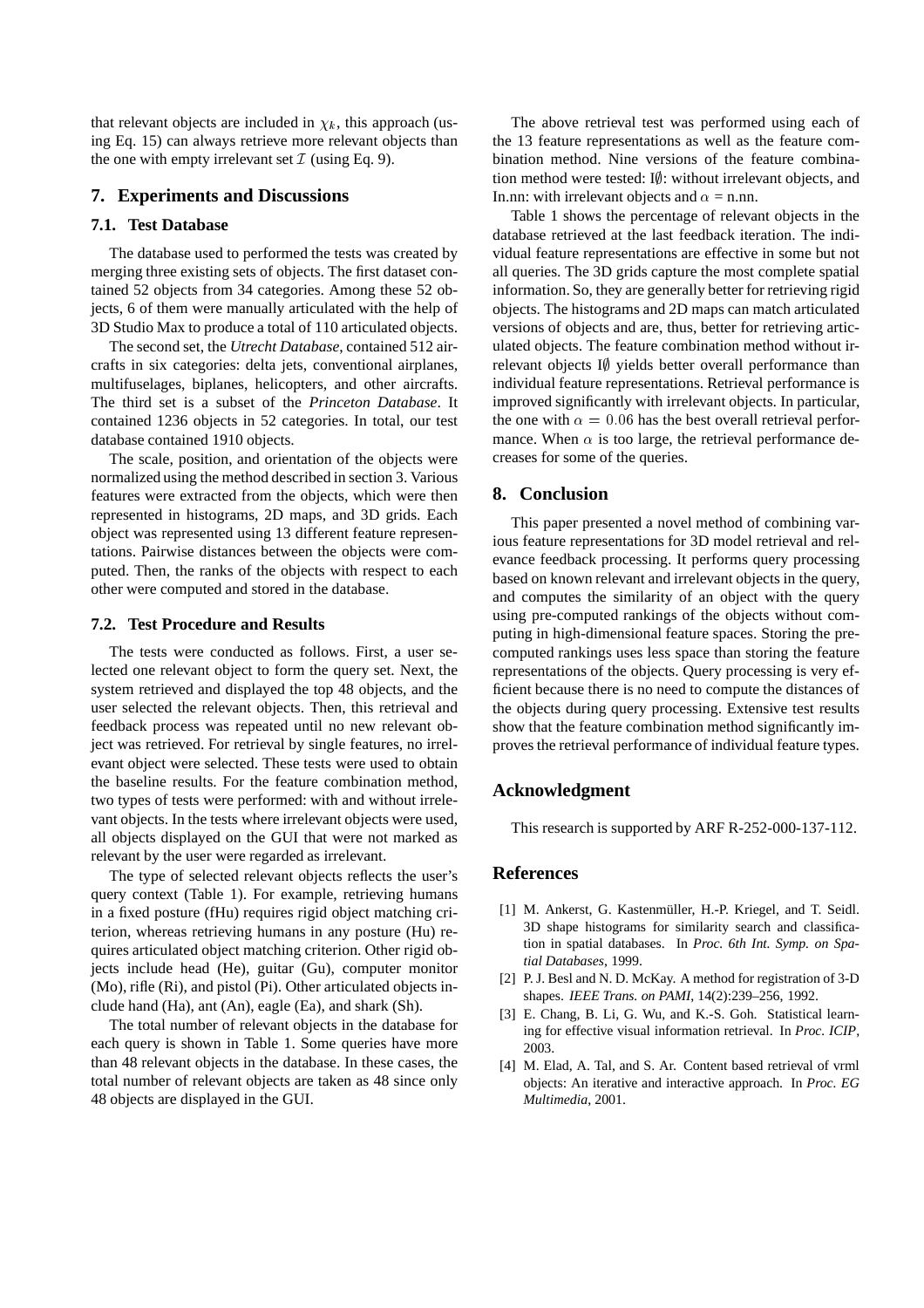that relevant objects are included in $\chi_k$, this approach (using Eq. 15) can always retrieve more relevant objects than the one with empty irrelevant set $\mathcal{I}$ (using Eq. 9).

## 7. Experiments and Discussions

### 7.1. Test Database

The database used to performed the tests was created by merging three existing sets of objects. The first dataset contained 52 objects from 34 categories. Among these 52 objects, 6 of them were manually articulated with the help of 3D Studio Max to produce a total of 110 articulated objects.

The second set, the *Utrecht Database*, contained 512 aircrafts in six categories: delta jets, conventional airplanes, multifuselages, biplanes, helicopters, and other aircrafts. The third set is a subset of the *Princeton Database*. It contained 1236 objects in 52 categories. In total, our test database contained 1910 objects.

The scale, position, and orientation of the objects were normalized using the method described in section 3. Various features were extracted from the objects, which were then represented in histograms, 2D maps, and 3D grids. Each object was represented using 13 different feature representations. Pairwise distances between the objects were computed. Then, the ranks of the objects with respect to each other were computed and stored in the database.

### 7.2. Test Procedure and Results

The tests were conducted as follows. First, a user selected one relevant object to form the query set. Next, the system retrieved and displayed the top 48 objects, and the user selected the relevant objects. Then, this retrieval and feedback process was repeated until no new relevant object was retrieved. For retrieval by single features, no irrelevant object were selected. These tests were used to obtain the baseline results. For the feature combination method, two types of tests were performed: with and without irrelevant objects. In the tests where irrelevant objects were used, all objects displayed on the GUI that were not marked as relevant by the user were regarded as irrelevant.

The type of selected relevant objects reflects the user's query context (Table 1). For example, retrieving humans in a fixed posture (fHu) requires rigid object matching criterion, whereas retrieving humans in any posture (Hu) requires articulated object matching criterion. Other rigid objects include head (He), guitar (Gu), computer monitor (Mo), rifle (Ri), and pistol (Pi). Other articulated objects include hand (Ha), ant (An), eagle (Ea), and shark (Sh).

The total number of relevant objects in the database for each query is shown in Table 1. Some queries have more than 48 relevant objects in the database. In these cases, the total number of relevant objects are taken as 48 since only 48 objects are displayed in the GUI.

The above retrieval test was performed using each of the 13 feature representations as well as the feature combination method. Nine versions of the feature combination method were tested: I$\emptyset$: without irrelevant objects, and In.nn: with irrelevant objects and $\alpha$ = n.nn.

Table 1 shows the percentage of relevant objects in the database retrieved at the last feedback iteration. The individual feature representations are effective in some but not all queries. The 3D grids capture the most complete spatial information. So, they are generally better for retrieving rigid objects. The histograms and 2D maps can match articulated versions of objects and are, thus, better for retrieving articulated objects. The feature combination method without irrelevant objects I$\emptyset$ yields better overall performance than individual feature representations. Retrieval performance is improved significantly with irrelevant objects. In particular, the one with $\alpha = 0.06$ has the best overall retrieval performance. When $\alpha$ is too large, the retrieval performance decreases for some of the queries.

## 8. Conclusion

This paper presented a novel method of combining various feature representations for 3D model retrieval and relevance feedback processing. It performs query processing based on known relevant and irrelevant objects in the query, and computes the similarity of an object with the query using pre-computed rankings of the objects without computing in high-dimensional feature spaces. Storing the precomputed rankings uses less space than storing the feature representations of the objects. Query processing is very efficient because there is no need to compute the distances of the objects during query processing. Extensive test results show that the feature combination method significantly improves the retrieval performance of individual feature types.

## Acknowledgment

This research is supported by ARF R-252-000-137-112.

## References

[1] M. Ankerst, G. Kastenmüller, H.-P. Kriegel, and T. Seidl. 3D shape histograms for similarity search and classification in spatial databases. In *Proc. 6th Int. Symp. on Spatial Databases*, 1999.

[2] P. J. Besl and N. D. McKay. A method for registration of 3-D shapes. *IEEE Trans. on PAMI*, 14(2):239–256, 1992.

[3] E. Chang, B. Li, G. Wu, and K.-S. Goh. Statistical learning for effective visual information retrieval. In *Proc. ICIP*, 2003.

[4] M. Elad, A. Tal, and S. Ar. Content based retrieval of vrml objects: An iterative and interactive approach. In *Proc. EG Multimedia*, 2001.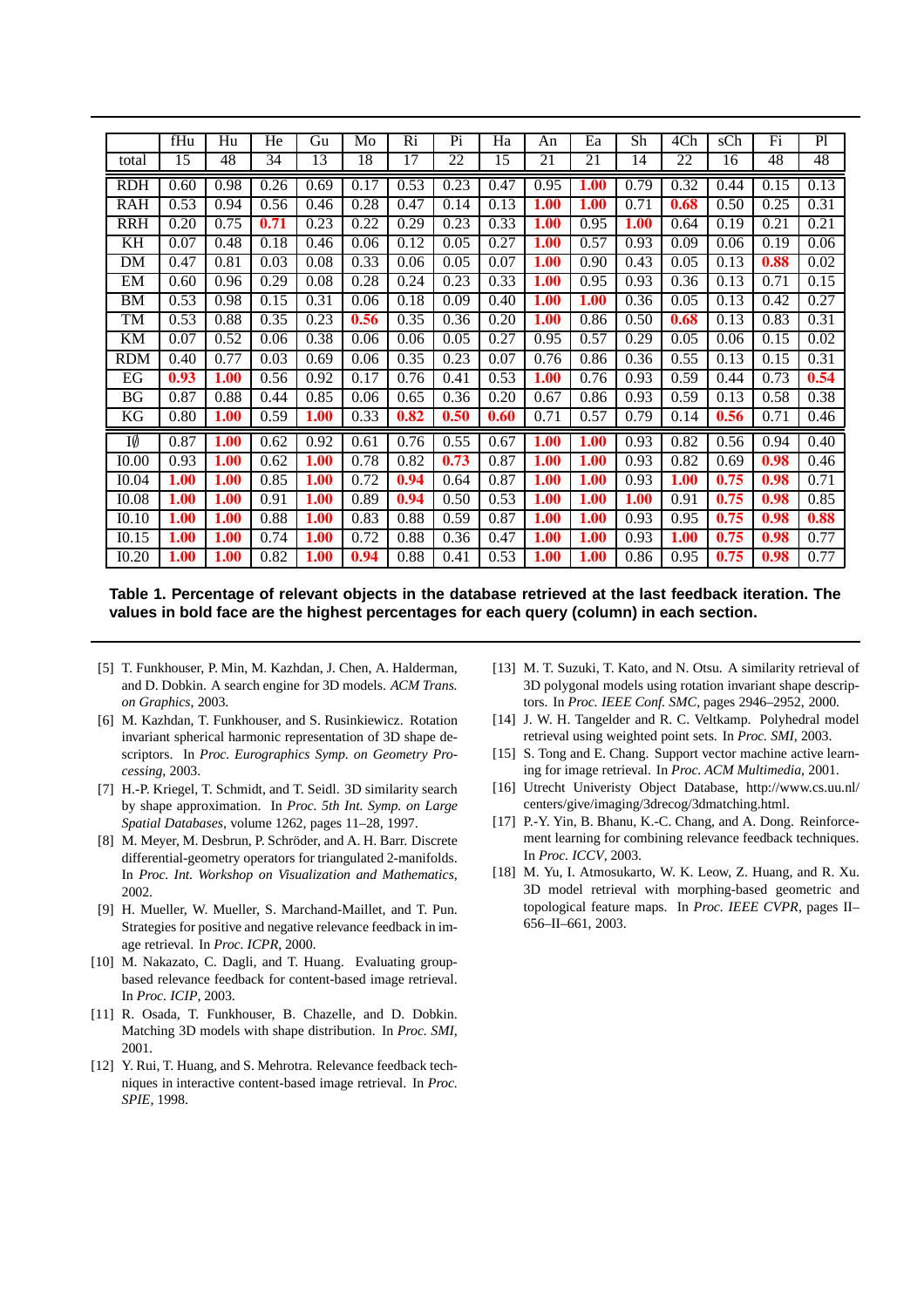| | fHu | Hu | He | Gu | Mo | Ri | Pi | Ha | An | Ea | Sh | 4Ch | sCh | Fi | Pl |
|---|---|---|---|---|---|---|---|---|---|---|---|---|---|---|---|
| total | 15 | 48 | 34 | 13 | 18 | 17 | 22 | 15 | 21 | 21 | 14 | 22 | 16 | 48 | 48 |
| RDH | 0.60 | 0.98 | 0.26 | 0.69 | 0.17 | 0.53 | 0.23 | 0.47 | 0.95 | **1.00** | 0.79 | 0.32 | 0.44 | 0.15 | 0.13 |
| RAH | 0.53 | 0.94 | 0.56 | 0.46 | 0.28 | 0.47 | 0.14 | 0.13 | **1.00** | **1.00** | 0.71 | **0.68** | 0.50 | 0.25 | 0.31 |
| RRH | 0.20 | 0.75 | **0.71** | 0.23 | 0.22 | 0.29 | 0.23 | 0.33 | **1.00** | 0.95 | **1.00** | 0.64 | 0.19 | 0.21 | 0.21 |
| KH | 0.07 | 0.48 | 0.18 | 0.46 | 0.06 | 0.12 | 0.05 | 0.27 | **1.00** | 0.57 | 0.93 | 0.09 | 0.06 | 0.19 | 0.06 |
| DM | 0.47 | 0.81 | 0.03 | 0.08 | 0.33 | 0.06 | 0.05 | 0.07 | **1.00** | 0.90 | 0.43 | 0.05 | 0.13 | **0.88** | 0.02 |
| EM | 0.60 | 0.96 | 0.29 | 0.08 | 0.28 | 0.24 | 0.23 | 0.33 | **1.00** | 0.95 | 0.93 | 0.36 | 0.13 | 0.71 | 0.15 |
| BM | 0.53 | 0.98 | 0.15 | 0.31 | 0.06 | 0.18 | 0.09 | 0.40 | **1.00** | **1.00** | 0.36 | 0.05 | 0.13 | 0.42 | 0.27 |
| TM | 0.53 | 0.88 | 0.35 | 0.23 | **0.56** | 0.35 | 0.36 | 0.20 | **1.00** | 0.86 | 0.50 | **0.68** | 0.13 | 0.83 | 0.31 |
| KM | 0.07 | 0.52 | 0.06 | 0.38 | 0.06 | 0.06 | 0.05 | 0.27 | 0.95 | 0.57 | 0.29 | 0.05 | 0.06 | 0.15 | 0.02 |
| RDM | 0.40 | 0.77 | 0.03 | 0.69 | 0.06 | 0.35 | 0.23 | 0.07 | 0.76 | 0.86 | 0.36 | 0.55 | 0.13 | 0.15 | 0.31 |
| EG | **0.93** | **1.00** | 0.56 | 0.92 | 0.17 | 0.76 | 0.41 | 0.53 | **1.00** | 0.76 | 0.93 | 0.59 | 0.44 | 0.73 | **0.54** |
| BG | 0.87 | 0.88 | 0.44 | 0.85 | 0.06 | 0.65 | 0.36 | 0.20 | 0.67 | 0.86 | 0.93 | 0.59 | 0.13 | 0.58 | 0.38 |
| KG | 0.80 | **1.00** | 0.59 | **1.00** | 0.33 | **0.82** | **0.50** | **0.60** | 0.71 | 0.57 | 0.79 | 0.14 | **0.56** | 0.71 | 0.46 |
| I∅ | 0.87 | **1.00** | 0.62 | 0.92 | 0.61 | 0.76 | 0.55 | 0.67 | **1.00** | **1.00** | 0.93 | 0.82 | 0.56 | 0.94 | 0.40 |
| I0.00 | 0.93 | **1.00** | 0.62 | **1.00** | 0.78 | 0.82 | **0.73** | 0.87 | **1.00** | **1.00** | 0.93 | 0.82 | 0.69 | **0.98** | 0.46 |
| I0.04 | **1.00** | **1.00** | 0.85 | **1.00** | 0.72 | **0.94** | 0.64 | 0.87 | **1.00** | **1.00** | 0.93 | **1.00** | **0.75** | **0.98** | 0.71 |
| I0.08 | **1.00** | **1.00** | 0.91 | **1.00** | 0.89 | **0.94** | 0.50 | 0.53 | **1.00** | **1.00** | **1.00** | 0.91 | **0.75** | **0.98** | 0.85 |
| I0.10 | **1.00** | **1.00** | 0.88 | **1.00** | 0.83 | 0.88 | 0.59 | 0.87 | **1.00** | **1.00** | 0.93 | 0.95 | **0.75** | **0.98** | **0.88** |
| I0.15 | **1.00** | **1.00** | 0.74 | **1.00** | 0.72 | 0.88 | 0.36 | 0.47 | **1.00** | **1.00** | 0.93 | **1.00** | **0.75** | **0.98** | 0.77 |
| I0.20 | **1.00** | **1.00** | 0.82 | **1.00** | **0.94** | 0.88 | 0.41 | 0.53 | **1.00** | **1.00** | 0.86 | 0.95 | **0.75** | **0.98** | 0.77 |

**Table 1. Percentage of relevant objects in the database retrieved at the last feedback iteration. The values in bold face are the highest percentages for each query (column) in each section.**

[5] T. Funkhouser, P. Min, M. Kazhdan, J. Chen, A. Halderman, and D. Dobkin. A search engine for 3D models. *ACM Trans. on Graphics*, 2003.

[6] M. Kazhdan, T. Funkhouser, and S. Rusinkiewicz. Rotation invariant spherical harmonic representation of 3D shape descriptors. In *Proc. Eurographics Symp. on Geometry Processing*, 2003.

[7] H.-P. Kriegel, T. Schmidt, and T. Seidl. 3D similarity search by shape approximation. In *Proc. 5th Int. Symp. on Large Spatial Databases*, volume 1262, pages 11–28, 1997.

[8] M. Meyer, M. Desbrun, P. Schröder, and A. H. Barr. Discrete differential-geometry operators for triangulated 2-manifolds. In *Proc. Int. Workshop on Visualization and Mathematics*, 2002.

[9] H. Mueller, W. Mueller, S. Marchand-Maillet, and T. Pun. Strategies for positive and negative relevance feedback in image retrieval. In *Proc. ICPR*, 2000.

[10] M. Nakazato, C. Dagli, and T. Huang. Evaluating group-based relevance feedback for content-based image retrieval. In *Proc. ICIP*, 2003.

[11] R. Osada, T. Funkhouser, B. Chazelle, and D. Dobkin. Matching 3D models with shape distribution. In *Proc. SMI*, 2001.

[12] Y. Rui, T. Huang, and S. Mehrotra. Relevance feedback techniques in interactive content-based image retrieval. In *Proc. SPIE*, 1998.

[13] M. T. Suzuki, T. Kato, and N. Otsu. A similarity retrieval of 3D polygonal models using rotation invariant shape descriptors. In *Proc. IEEE Conf. SMC*, pages 2946–2952, 2000.

[14] J. W. H. Tangelder and R. C. Veltkamp. Polyhedral model retrieval using weighted point sets. In *Proc. SMI*, 2003.

[15] S. Tong and E. Chang. Support vector machine active learning for image retrieval. In *Proc. ACM Multimedia*, 2001.

[16] Utrecht Univeristy Object Database, http://www.cs.uu.nl/centers/give/imaging/3drecog/3dmatching.html.

[17] P.-Y. Yin, B. Bhanu, K.-C. Chang, and A. Dong. Reinforcement learning for combining relevance feedback techniques. In *Proc. ICCV*, 2003.

[18] M. Yu, I. Atmosukarto, W. K. Leow, Z. Huang, and R. Xu. 3D model retrieval with morphing-based geometric and topological feature maps. In *Proc. IEEE CVPR*, pages II–656–II–661, 2003.